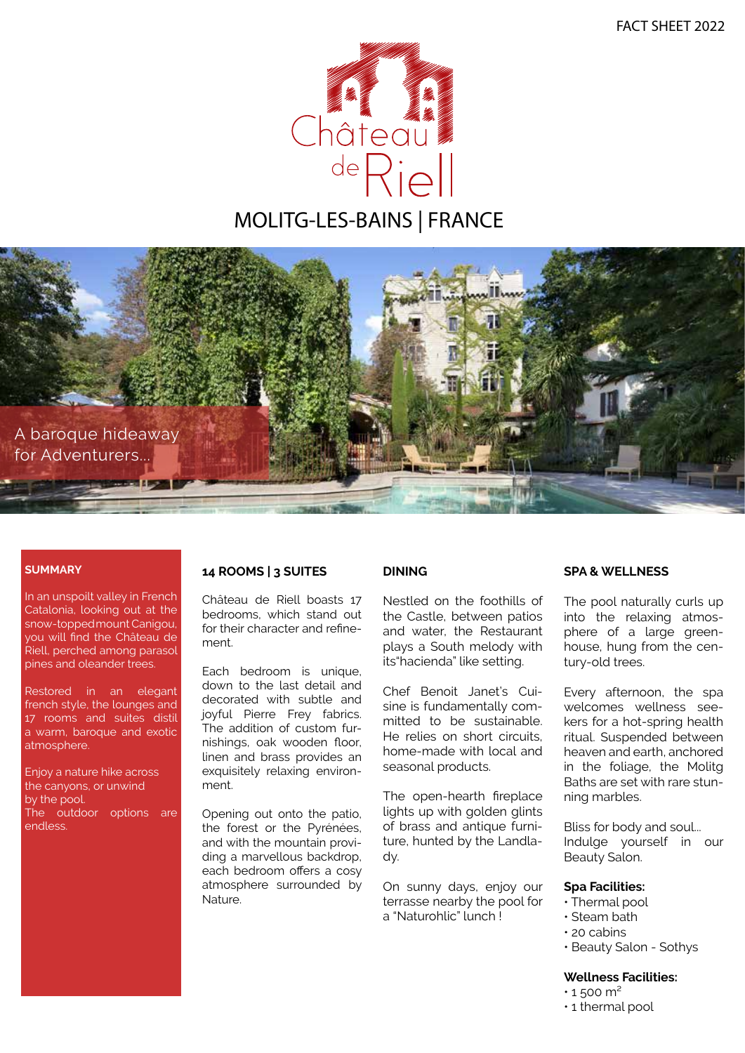FACT SHEET 2022

# Château de Riell

## MOLITG-LES-BAINS | FRANCE

A baroque hideaway for Adventurers...

### SUMMARY

In an unspoilt valley in French Catalonia, looking out at the snow-topped mount Canigou, you will find the Château de Riell, perched among parasol pines and oleander trees.

Restored in an elegant french style, the lounges and 17 rooms and suites distil a warm, baroque and exotic atmosphere.

Enjoy a nature hike across the canyons, or unwind by the pool.
The outdoor options are endless.

### 14 ROOMS | 3 SUITES

Château de Riell boasts 17 bedrooms, which stand out for their character and refinement.

Each bedroom is unique, down to the last detail and decorated with subtle and joyful Pierre Frey fabrics. The addition of custom furnishings, oak wooden floor, linen and brass provides an exquisitely relaxing environment.

Opening out onto the patio, the forest or the Pyrénées, and with the mountain providing a marvellous backdrop, each bedroom offers a cosy atmosphere surrounded by Nature.

### DINING

Nestled on the foothills of the Castle, between patios and water, the Restaurant plays a South melody with its"hacienda" like setting.

Chef Benoit Janet's Cuisine is fundamentally committed to be sustainable. He relies on short circuits, home-made with local and seasonal products.

The open-hearth fireplace lights up with golden glints of brass and antique furniture, hunted by the Landlady.

On sunny days, enjoy our terrasse nearby the pool for a "Naturohlic" lunch !

### SPA & WELLNESS

The pool naturally curls up into the relaxing atmosphere of a large greenhouse, hung from the century-old trees.

Every afternoon, the spa welcomes wellness seekers for a hot-spring health ritual. Suspended between heaven and earth, anchored in the foliage, the Molitg Baths are set with rare stunning marbles.

Bliss for body and soul...
Indulge yourself in our Beauty Salon.

**Spa Facilities:**
- Thermal pool
- Steam bath
- 20 cabins
- Beauty Salon - Sothys

**Wellness Facilities:**
- 1 500 m$^2$
- 1 thermal pool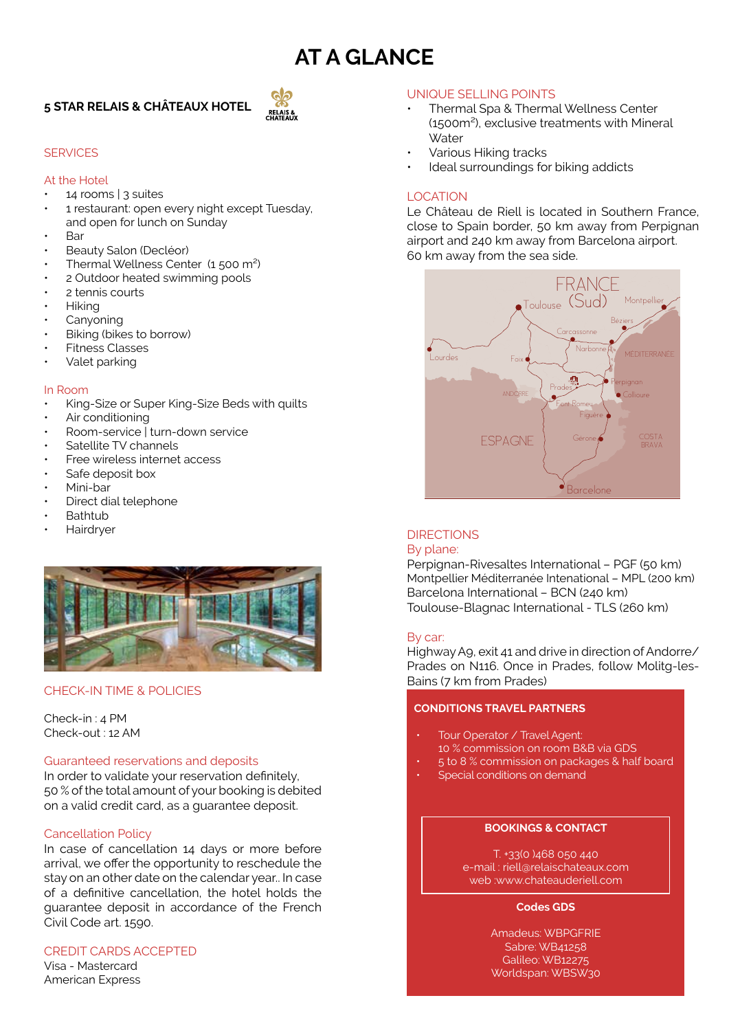# AT A GLANCE

**5 STAR RELAIS & CHÂTEAUX HOTEL**

## SERVICES

### At the Hotel

- 14 rooms | 3 suites
- 1 restaurant: open every night except Tuesday, and open for lunch on Sunday
- Bar
- Beauty Salon (Decléor)
- Thermal Wellness Center (1 500 m²)
- 2 Outdoor heated swimming pools
- 2 tennis courts
- Hiking
- Canyoning
- Biking (bikes to borrow)
- Fitness Classes
- Valet parking

### In Room

- King-Size or Super King-Size Beds with quilts
- Air conditioning
- Room-service | turn-down service
- Satellite TV channels
- Free wireless internet access
- Safe deposit box
- Mini-bar
- Direct dial telephone
- Bathtub
- Hairdryer

## CHECK-IN TIME & POLICIES

Check-in : 4 PM
Check-out : 12 AM

### Guaranteed reservations and deposits

In order to validate your reservation definitely, 50 % of the total amount of your booking is debited on a valid credit card, as a guarantee deposit.

### Cancellation Policy

In case of cancellation 14 days or more before arrival, we offer the opportunity to reschedule the stay on an other date on the calendar year.. In case of a definitive cancellation, the hotel holds the guarantee deposit in accordance of the French Civil Code art. 1590.

## CREDIT CARDS ACCEPTED

Visa - Mastercard
American Express

## UNIQUE SELLING POINTS

- Thermal Spa & Thermal Wellness Center (1500m²), exclusive treatments with Mineral Water
- Various Hiking tracks
- Ideal surroundings for biking addicts

## LOCATION

Le Château de Riell is located in Southern France, close to Spain border, 50 km away from Perpignan airport and 240 km away from Barcelona airport.
60 km away from the sea side.

## DIRECTIONS

### By plane:

Perpignan-Rivesaltes International – PGF (50 km)
Montpellier Méditerranée Intenational – MPL (200 km)
Barcelona International – BCN (240 km)
Toulouse-Blagnac International - TLS (260 km)

### By car:

Highway A9, exit 41 and drive in direction of Andorre/ Prades on N116. Once in Prades, follow Molitg-les-Bains (7 km from Prades)

## CONDITIONS TRAVEL PARTNERS

- Tour Operator / Travel Agent: 10 % commission on room B&B via GDS
- 5 to 8 % commission on packages & half board
- Special conditions on demand

**BOOKINGS & CONTACT**

T. +33(0 )468 050 440
e-mail : riell@relaischateaux.com
web :www.chateauderiell.com

**Codes GDS**

Amadeus: WBPGFRIE
Sabre: WB41258
Galileo: WB12275
Worldspan: WBSW30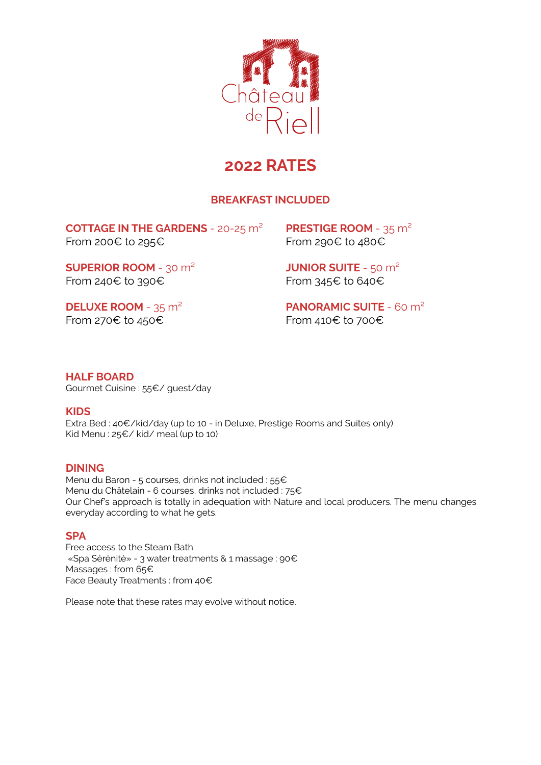Château de Riell

# 2022 RATES

## BREAKFAST INCLUDED

**COTTAGE IN THE GARDENS** - 20-25 m²
From 200€ to 295€

**SUPERIOR ROOM** - 30 m²
From 240€ to 390€

**DELUXE ROOM** - 35 m²
From 270€ to 450€

**PRESTIGE ROOM** - 35 m²
From 290€ to 480€

**JUNIOR SUITE** - 50 m²
From 345€ to 640€

**PANORAMIC SUITE** - 60 m²
From 410€ to 700€

### HALF BOARD

Gourmet Cuisine : 55€/ guest/day

### KIDS

Extra Bed : 40€/kid/day (up to 10 - in Deluxe, Prestige Rooms and Suites only)
Kid Menu : 25€/ kid/ meal (up to 10)

### DINING

Menu du Baron - 5 courses, drinks not included : 55€
Menu du Châtelain - 6 courses, drinks not included : 75€
Our Chef's approach is totally in adequation with Nature and local producers. The menu changes everyday according to what he gets.

### SPA

Free access to the Steam Bath
«Spa Sérénité» - 3 water treatments & 1 massage : 90€
Massages : from 65€
Face Beauty Treatments : from 40€

Please note that these rates may evolve without notice.